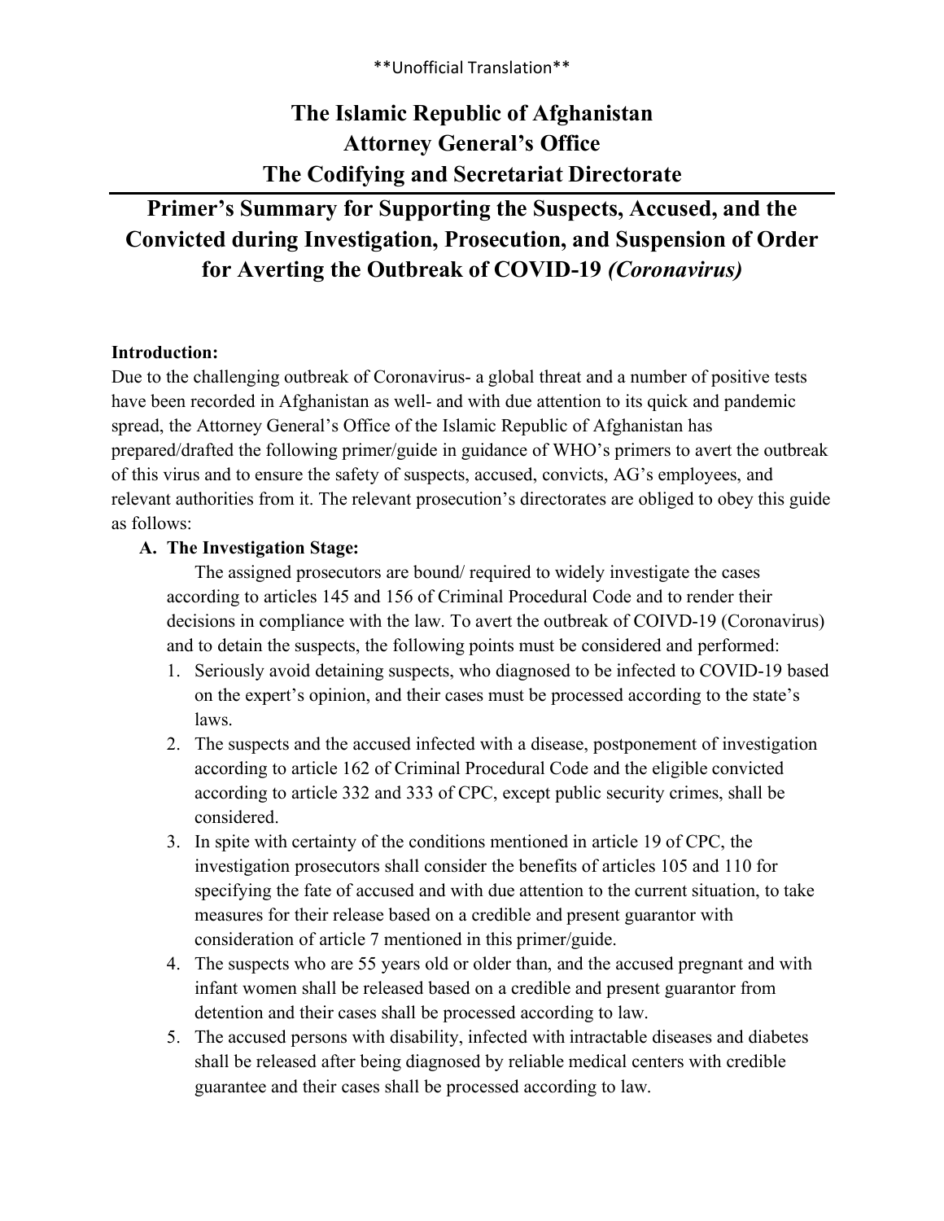\*\*Unofficial Translation\*\*

# The Islamic Republic of Afghanistan
# Attorney General's Office
# The Codifying and Secretariat Directorate

## Primer's Summary for Supporting the Suspects, Accused, and the Convicted during Investigation, Prosecution, and Suspension of Order for Averting the Outbreak of COVID-19 *(Coronavirus)*

**Introduction:**

Due to the challenging outbreak of Coronavirus- a global threat and a number of positive tests have been recorded in Afghanistan as well- and with due attention to its quick and pandemic spread, the Attorney General's Office of the Islamic Republic of Afghanistan has prepared/drafted the following primer/guide in guidance of WHO's primers to avert the outbreak of this virus and to ensure the safety of suspects, accused, convicts, AG's employees, and relevant authorities from it. The relevant prosecution's directorates are obliged to obey this guide as follows:

**A. The Investigation Stage:**

The assigned prosecutors are bound/ required to widely investigate the cases according to articles 145 and 156 of Criminal Procedural Code and to render their decisions in compliance with the law. To avert the outbreak of COIVD-19 (Coronavirus) and to detain the suspects, the following points must be considered and performed:

1. Seriously avoid detaining suspects, who diagnosed to be infected to COVID-19 based on the expert's opinion, and their cases must be processed according to the state's laws.
2. The suspects and the accused infected with a disease, postponement of investigation according to article 162 of Criminal Procedural Code and the eligible convicted according to article 332 and 333 of CPC, except public security crimes, shall be considered.
3. In spite with certainty of the conditions mentioned in article 19 of CPC, the investigation prosecutors shall consider the benefits of articles 105 and 110 for specifying the fate of accused and with due attention to the current situation, to take measures for their release based on a credible and present guarantor with consideration of article 7 mentioned in this primer/guide.
4. The suspects who are 55 years old or older than, and the accused pregnant and with infant women shall be released based on a credible and present guarantor from detention and their cases shall be processed according to law.
5. The accused persons with disability, infected with intractable diseases and diabetes shall be released after being diagnosed by reliable medical centers with credible guarantee and their cases shall be processed according to law.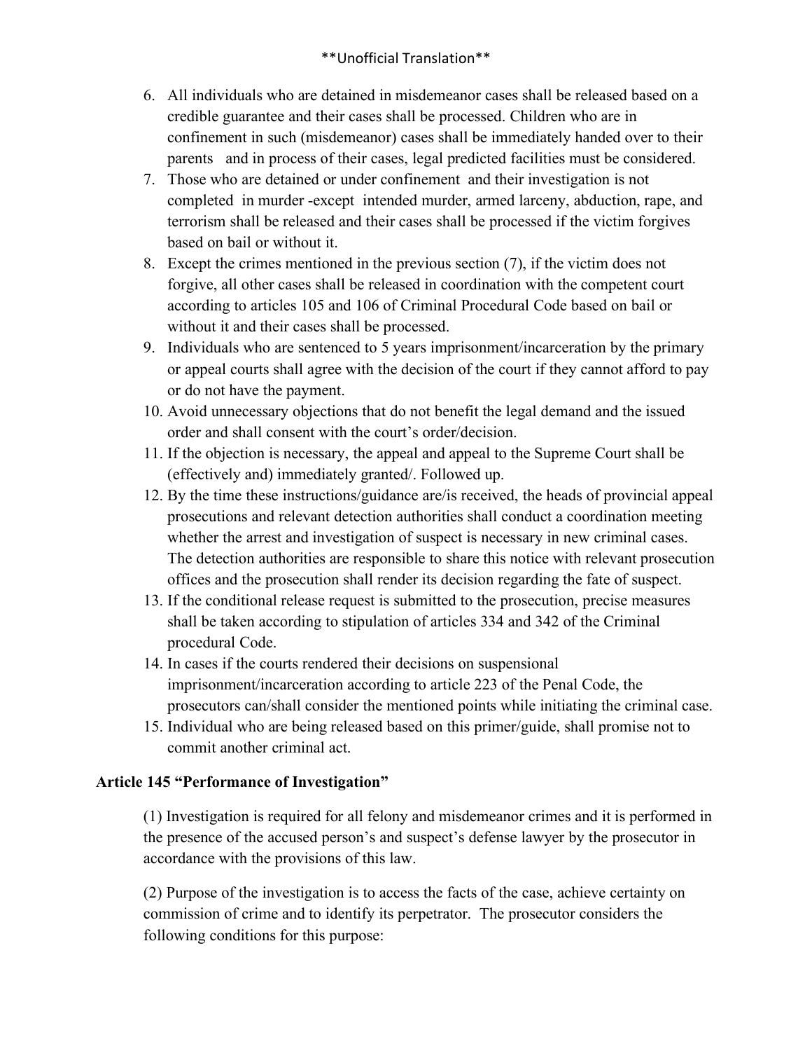6. All individuals who are detained in misdemeanor cases shall be released based on a credible guarantee and their cases shall be processed. Children who are in confinement in such (misdemeanor) cases shall be immediately handed over to their parents and in process of their cases, legal predicted facilities must be considered.
7. Those who are detained or under confinement and their investigation is not completed in murder -except intended murder, armed larceny, abduction, rape, and terrorism shall be released and their cases shall be processed if the victim forgives based on bail or without it.
8. Except the crimes mentioned in the previous section (7), if the victim does not forgive, all other cases shall be released in coordination with the competent court according to articles 105 and 106 of Criminal Procedural Code based on bail or without it and their cases shall be processed.
9. Individuals who are sentenced to 5 years imprisonment/incarceration by the primary or appeal courts shall agree with the decision of the court if they cannot afford to pay or do not have the payment.
10. Avoid unnecessary objections that do not benefit the legal demand and the issued order and shall consent with the court's order/decision.
11. If the objection is necessary, the appeal and appeal to the Supreme Court shall be (effectively and) immediately granted/. Followed up.
12. By the time these instructions/guidance are/is received, the heads of provincial appeal prosecutions and relevant detection authorities shall conduct a coordination meeting whether the arrest and investigation of suspect is necessary in new criminal cases. The detection authorities are responsible to share this notice with relevant prosecution offices and the prosecution shall render its decision regarding the fate of suspect.
13. If the conditional release request is submitted to the prosecution, precise measures shall be taken according to stipulation of articles 334 and 342 of the Criminal procedural Code.
14. In cases if the courts rendered their decisions on suspensional imprisonment/incarceration according to article 223 of the Penal Code, the prosecutors can/shall consider the mentioned points while initiating the criminal case.
15. Individual who are being released based on this primer/guide, shall promise not to commit another criminal act.

### Article 145 "Performance of Investigation"

(1) Investigation is required for all felony and misdemeanor crimes and it is performed in the presence of the accused person's and suspect's defense lawyer by the prosecutor in accordance with the provisions of this law.

(2) Purpose of the investigation is to access the facts of the case, achieve certainty on commission of crime and to identify its perpetrator. The prosecutor considers the following conditions for this purpose: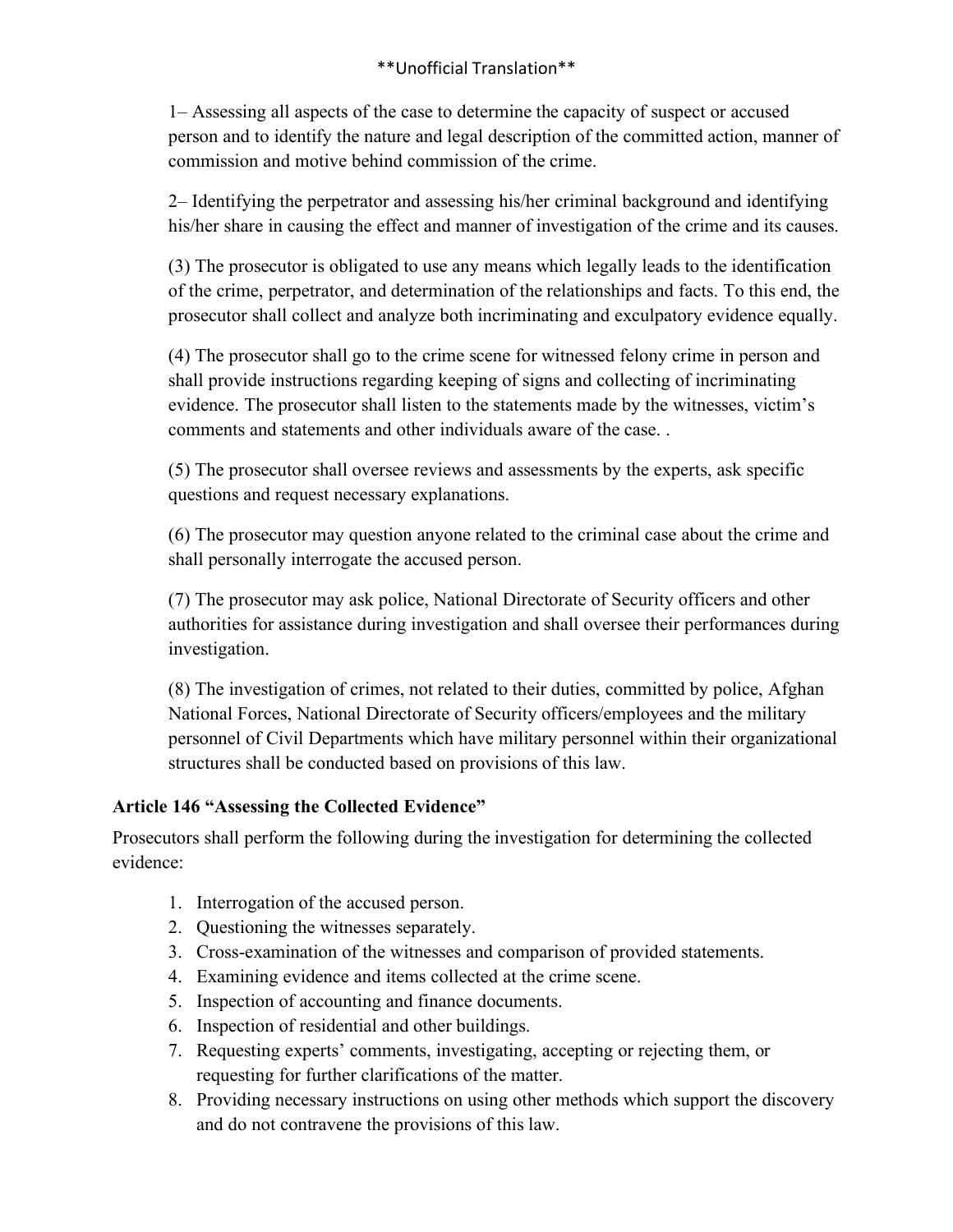1– Assessing all aspects of the case to determine the capacity of suspect or accused person and to identify the nature and legal description of the committed action, manner of commission and motive behind commission of the crime.

2– Identifying the perpetrator and assessing his/her criminal background and identifying his/her share in causing the effect and manner of investigation of the crime and its causes.

(3) The prosecutor is obligated to use any means which legally leads to the identification of the crime, perpetrator, and determination of the relationships and facts. To this end, the prosecutor shall collect and analyze both incriminating and exculpatory evidence equally.

(4) The prosecutor shall go to the crime scene for witnessed felony crime in person and shall provide instructions regarding keeping of signs and collecting of incriminating evidence. The prosecutor shall listen to the statements made by the witnesses, victim's comments and statements and other individuals aware of the case. .

(5) The prosecutor shall oversee reviews and assessments by the experts, ask specific questions and request necessary explanations.

(6) The prosecutor may question anyone related to the criminal case about the crime and shall personally interrogate the accused person.

(7) The prosecutor may ask police, National Directorate of Security officers and other authorities for assistance during investigation and shall oversee their performances during investigation.

(8) The investigation of crimes, not related to their duties, committed by police, Afghan National Forces, National Directorate of Security officers/employees and the military personnel of Civil Departments which have military personnel within their organizational structures shall be conducted based on provisions of this law.

### Article 146 "Assessing the Collected Evidence"

Prosecutors shall perform the following during the investigation for determining the collected evidence:

1. Interrogation of the accused person.
2. Questioning the witnesses separately.
3. Cross-examination of the witnesses and comparison of provided statements.
4. Examining evidence and items collected at the crime scene.
5. Inspection of accounting and finance documents.
6. Inspection of residential and other buildings.
7. Requesting experts' comments, investigating, accepting or rejecting them, or requesting for further clarifications of the matter.
8. Providing necessary instructions on using other methods which support the discovery and do not contravene the provisions of this law.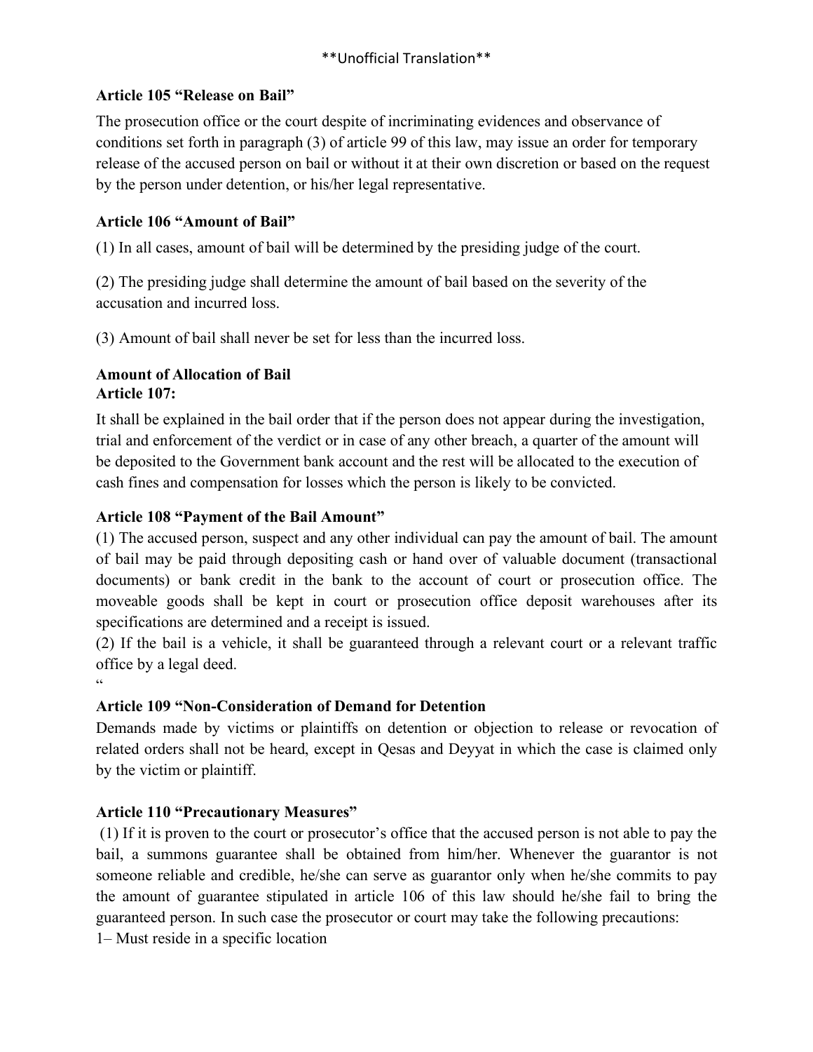**Unofficial Translation**

### Article 105 "Release on Bail"

The prosecution office or the court despite of incriminating evidences and observance of conditions set forth in paragraph (3) of article 99 of this law, may issue an order for temporary release of the accused person on bail or without it at their own discretion or based on the request by the person under detention, or his/her legal representative.

### Article 106 "Amount of Bail"

(1) In all cases, amount of bail will be determined by the presiding judge of the court.

(2) The presiding judge shall determine the amount of bail based on the severity of the accusation and incurred loss.

(3) Amount of bail shall never be set for less than the incurred loss.

### Amount of Allocation of Bail
### Article 107:

It shall be explained in the bail order that if the person does not appear during the investigation, trial and enforcement of the verdict or in case of any other breach, a quarter of the amount will be deposited to the Government bank account and the rest will be allocated to the execution of cash fines and compensation for losses which the person is likely to be convicted.

### Article 108 "Payment of the Bail Amount"

(1) The accused person, suspect and any other individual can pay the amount of bail. The amount of bail may be paid through depositing cash or hand over of valuable document (transactional documents) or bank credit in the bank to the account of court or prosecution office. The moveable goods shall be kept in court or prosecution office deposit warehouses after its specifications are determined and a receipt is issued.

(2) If the bail is a vehicle, it shall be guaranteed through a relevant court or a relevant traffic office by a legal deed.

"

### Article 109 "Non-Consideration of Demand for Detention

Demands made by victims or plaintiffs on detention or objection to release or revocation of related orders shall not be heard, except in Qesas and Deyyat in which the case is claimed only by the victim or plaintiff.

### Article 110 "Precautionary Measures"

(1) If it is proven to the court or prosecutor's office that the accused person is not able to pay the bail, a summons guarantee shall be obtained from him/her. Whenever the guarantor is not someone reliable and credible, he/she can serve as guarantor only when he/she commits to pay the amount of guarantee stipulated in article 106 of this law should he/she fail to bring the guaranteed person. In such case the prosecutor or court may take the following precautions:

1– Must reside in a specific location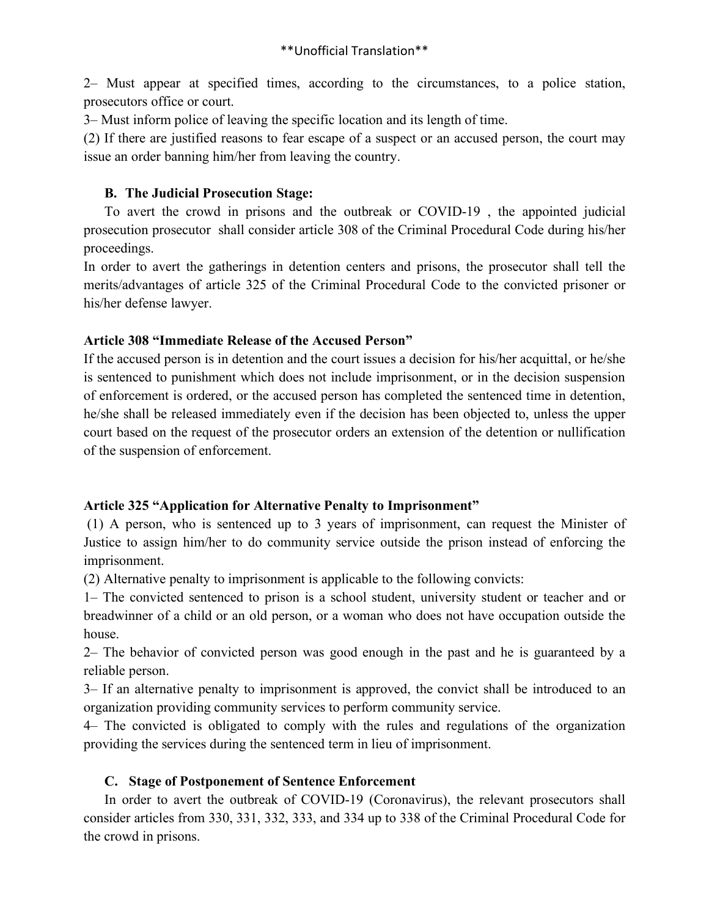\*\*Unofficial Translation\*\*

2– Must appear at specified times, according to the circumstances, to a police station, prosecutors office or court.

3– Must inform police of leaving the specific location and its length of time.

(2) If there are justified reasons to fear escape of a suspect or an accused person, the court may issue an order banning him/her from leaving the country.

### B. The Judicial Prosecution Stage:

To avert the crowd in prisons and the outbreak or COVID-19 , the appointed judicial prosecution prosecutor shall consider article 308 of the Criminal Procedural Code during his/her proceedings.

In order to avert the gatherings in detention centers and prisons, the prosecutor shall tell the merits/advantages of article 325 of the Criminal Procedural Code to the convicted prisoner or his/her defense lawyer.

### Article 308 "Immediate Release of the Accused Person"

If the accused person is in detention and the court issues a decision for his/her acquittal, or he/she is sentenced to punishment which does not include imprisonment, or in the decision suspension of enforcement is ordered, or the accused person has completed the sentenced time in detention, he/she shall be released immediately even if the decision has been objected to, unless the upper court based on the request of the prosecutor orders an extension of the detention or nullification of the suspension of enforcement.

### Article 325 "Application for Alternative Penalty to Imprisonment"

(1) A person, who is sentenced up to 3 years of imprisonment, can request the Minister of Justice to assign him/her to do community service outside the prison instead of enforcing the imprisonment.

(2) Alternative penalty to imprisonment is applicable to the following convicts:

1– The convicted sentenced to prison is a school student, university student or teacher and or breadwinner of a child or an old person, or a woman who does not have occupation outside the house.

2– The behavior of convicted person was good enough in the past and he is guaranteed by a reliable person.

3– If an alternative penalty to imprisonment is approved, the convict shall be introduced to an organization providing community services to perform community service.

4– The convicted is obligated to comply with the rules and regulations of the organization providing the services during the sentenced term in lieu of imprisonment.

### C. Stage of Postponement of Sentence Enforcement

In order to avert the outbreak of COVID-19 (Coronavirus), the relevant prosecutors shall consider articles from 330, 331, 332, 333, and 334 up to 338 of the Criminal Procedural Code for the crowd in prisons.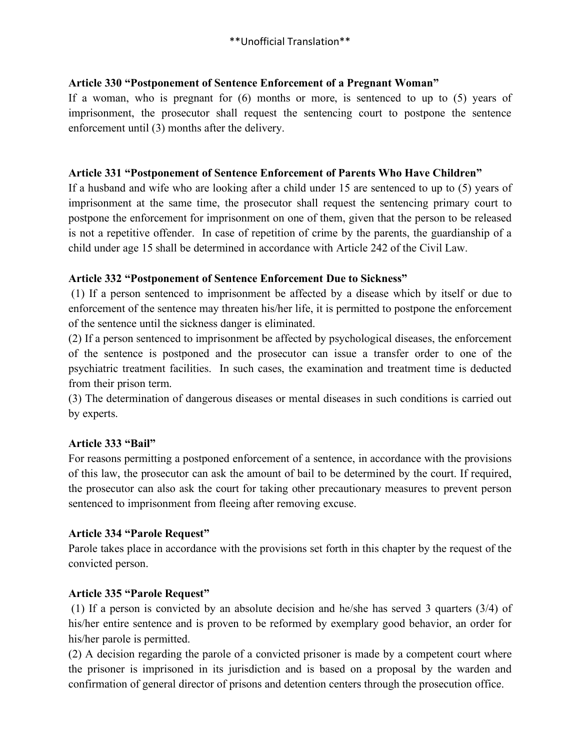**Unofficial Translation**

**Article 330 "Postponement of Sentence Enforcement of a Pregnant Woman"**

If a woman, who is pregnant for (6) months or more, is sentenced to up to (5) years of imprisonment, the prosecutor shall request the sentencing court to postpone the sentence enforcement until (3) months after the delivery.

**Article 331 "Postponement of Sentence Enforcement of Parents Who Have Children"**

If a husband and wife who are looking after a child under 15 are sentenced to up to (5) years of imprisonment at the same time, the prosecutor shall request the sentencing primary court to postpone the enforcement for imprisonment on one of them, given that the person to be released is not a repetitive offender. In case of repetition of crime by the parents, the guardianship of a child under age 15 shall be determined in accordance with Article 242 of the Civil Law.

**Article 332 "Postponement of Sentence Enforcement Due to Sickness"**

(1) If a person sentenced to imprisonment be affected by a disease which by itself or due to enforcement of the sentence may threaten his/her life, it is permitted to postpone the enforcement of the sentence until the sickness danger is eliminated.

(2) If a person sentenced to imprisonment be affected by psychological diseases, the enforcement of the sentence is postponed and the prosecutor can issue a transfer order to one of the psychiatric treatment facilities. In such cases, the examination and treatment time is deducted from their prison term.

(3) The determination of dangerous diseases or mental diseases in such conditions is carried out by experts.

**Article 333 "Bail"**

For reasons permitting a postponed enforcement of a sentence, in accordance with the provisions of this law, the prosecutor can ask the amount of bail to be determined by the court. If required, the prosecutor can also ask the court for taking other precautionary measures to prevent person sentenced to imprisonment from fleeing after removing excuse.

**Article 334 "Parole Request"**

Parole takes place in accordance with the provisions set forth in this chapter by the request of the convicted person.

**Article 335 "Parole Request"**

(1) If a person is convicted by an absolute decision and he/she has served 3 quarters (3/4) of his/her entire sentence and is proven to be reformed by exemplary good behavior, an order for his/her parole is permitted.

(2) A decision regarding the parole of a convicted prisoner is made by a competent court where the prisoner is imprisoned in its jurisdiction and is based on a proposal by the warden and confirmation of general director of prisons and detention centers through the prosecution office.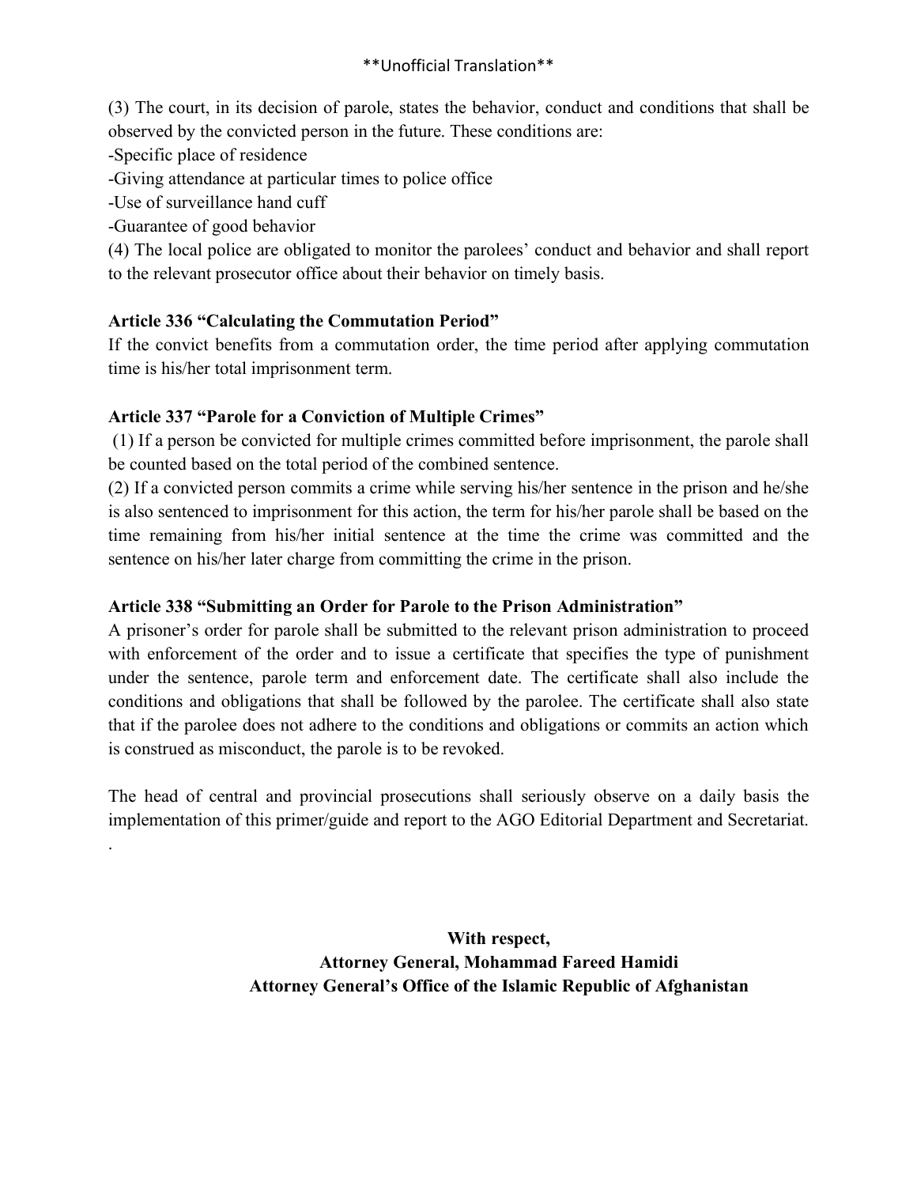**Unofficial Translation**

(3) The court, in its decision of parole, states the behavior, conduct and conditions that shall be observed by the convicted person in the future. These conditions are:

-Specific place of residence

-Giving attendance at particular times to police office

-Use of surveillance hand cuff

-Guarantee of good behavior

(4) The local police are obligated to monitor the parolees' conduct and behavior and shall report to the relevant prosecutor office about their behavior on timely basis.

**Article 336 "Calculating the Commutation Period"**

If the convict benefits from a commutation order, the time period after applying commutation time is his/her total imprisonment term.

**Article 337 "Parole for a Conviction of Multiple Crimes"**

(1) If a person be convicted for multiple crimes committed before imprisonment, the parole shall be counted based on the total period of the combined sentence.

(2) If a convicted person commits a crime while serving his/her sentence in the prison and he/she is also sentenced to imprisonment for this action, the term for his/her parole shall be based on the time remaining from his/her initial sentence at the time the crime was committed and the sentence on his/her later charge from committing the crime in the prison.

**Article 338 "Submitting an Order for Parole to the Prison Administration"**

A prisoner's order for parole shall be submitted to the relevant prison administration to proceed with enforcement of the order and to issue a certificate that specifies the type of punishment under the sentence, parole term and enforcement date. The certificate shall also include the conditions and obligations that shall be followed by the parolee. The certificate shall also state that if the parolee does not adhere to the conditions and obligations or commits an action which is construed as misconduct, the parole is to be revoked.

The head of central and provincial prosecutions shall seriously observe on a daily basis the implementation of this primer/guide and report to the AGO Editorial Department and Secretariat.

.

**With respect,**

**Attorney General, Mohammad Fareed Hamidi**

**Attorney General's Office of the Islamic Republic of Afghanistan**